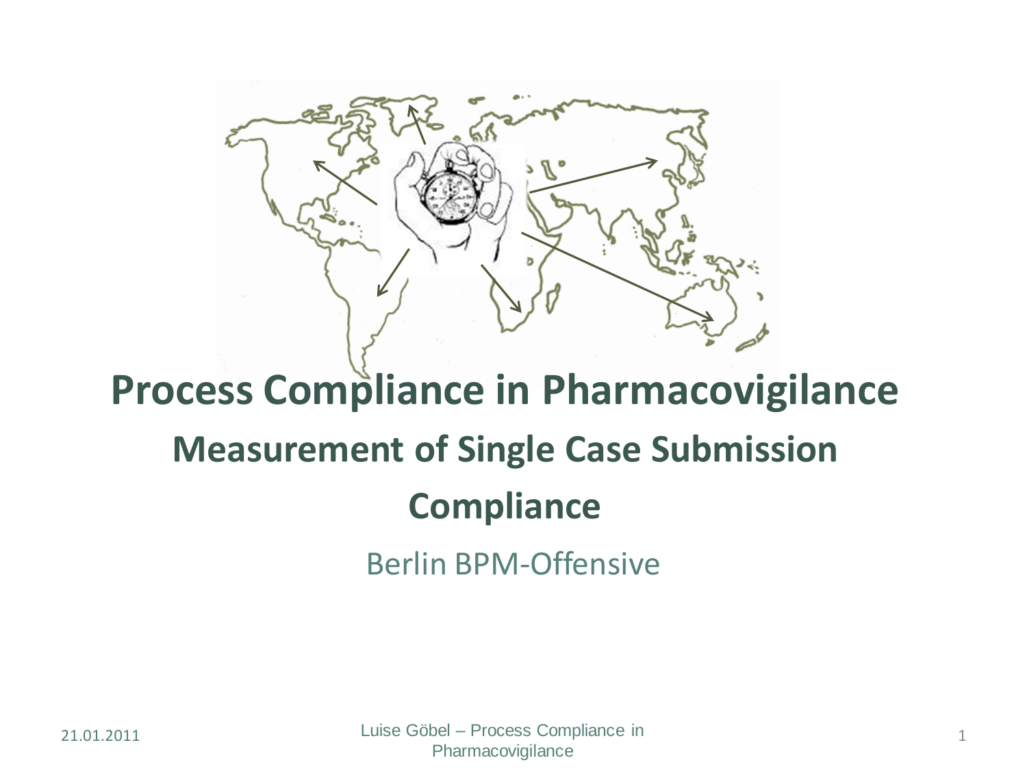# Process Compliance in Pharmacovigilance

## Measurement of Single Case Submission Compliance

Berlin BPM-Offensive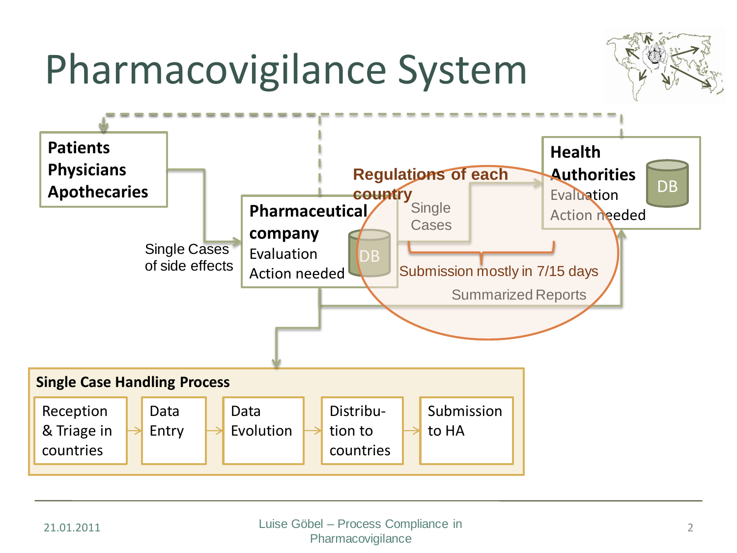# Pharmacovigilance System

**Patients**
**Physicians**
**Apothecaries**

Single Cases of side effects

**Pharmaceutical company**
Evaluation
Action needed
DB

**Regulations of each country**

Single Cases

Submission mostly in 7/15 days

Summarized Reports

**Health Authorities**
Evaluation
Action needed
DB

**Single Case Handling Process**

Reception & Triage in countries → Data Entry → Data Evolution → Distribu-tion to countries → Submission to HA

21.01.2011

Luise Göbel – Process Compliance in Pharmacovigilance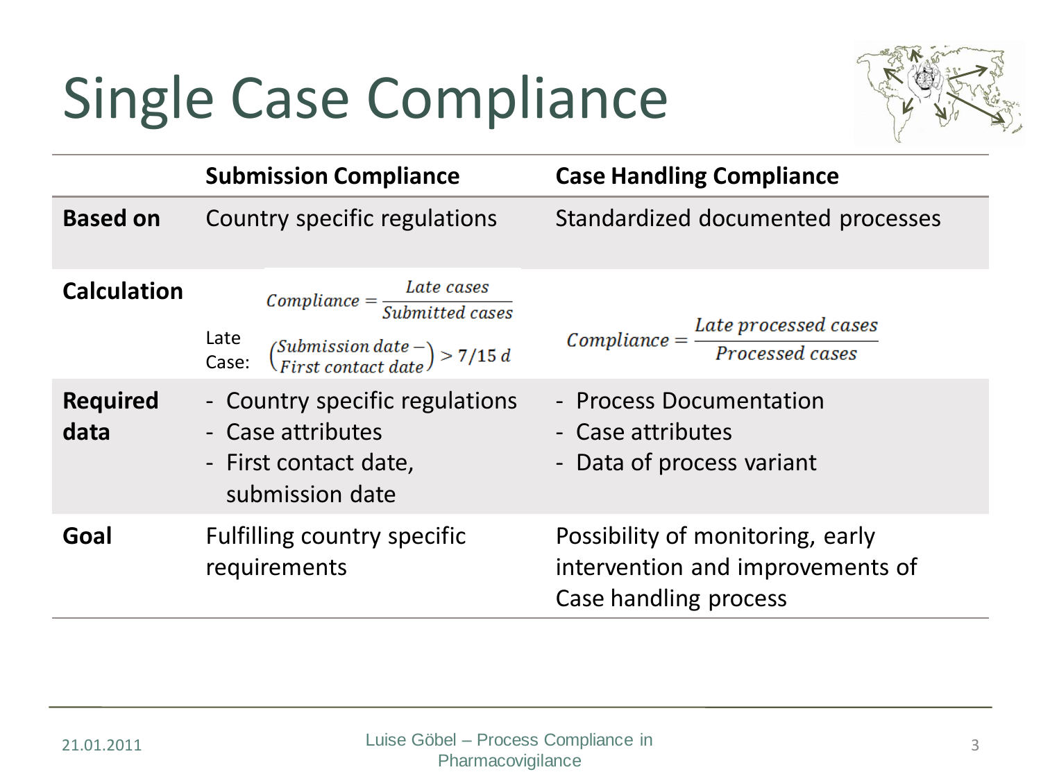# Single Case Compliance

| | **Submission Compliance** | **Case Handling Compliance** |
|---|---|---|
| **Based on** | Country specific regulations | Standardized documented processes |
| **Calculation** | $Compliance = \frac{Late\ cases}{Submitted\ cases}$ <br> Late Case: $\binom{Submission\ date -}{First\ contact\ date} > 7/15\ d$ | $Compliance = \frac{Late\ processed\ cases}{Processed\ cases}$ |
| **Required data** | - Country specific regulations <br> - Case attributes <br> - First contact date, submission date | - Process Documentation <br> - Case attributes <br> - Data of process variant |
| **Goal** | Fulfilling country specific requirements | Possibility of monitoring, early intervention and improvements of Case handling process |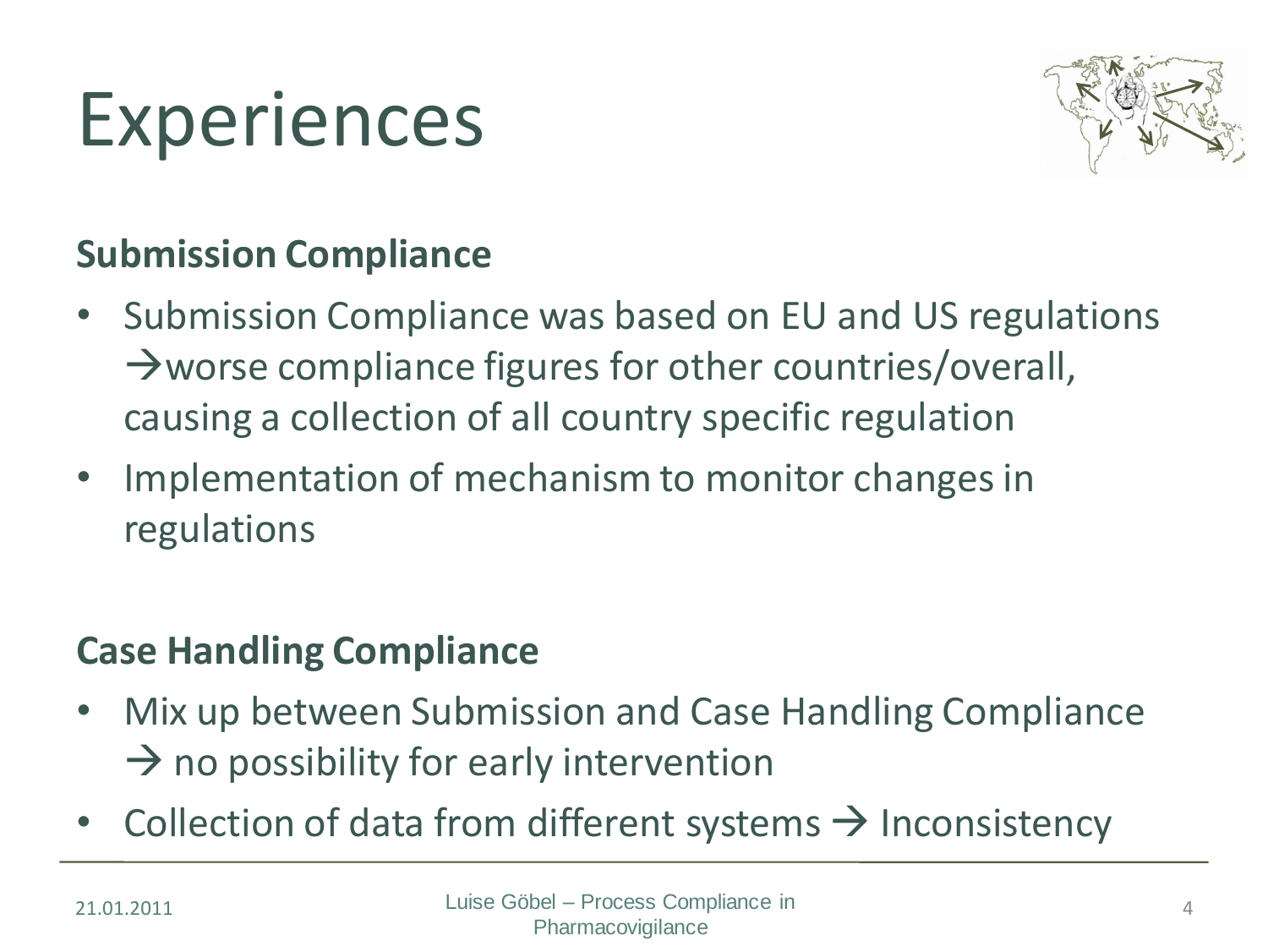# Experiences

**Submission Compliance**

- Submission Compliance was based on EU and US regulations →worse compliance figures for other countries/overall, causing a collection of all country specific regulation
- Implementation of mechanism to monitor changes in regulations

**Case Handling Compliance**

- Mix up between Submission and Case Handling Compliance → no possibility for early intervention
- Collection of data from different systems → Inconsistency